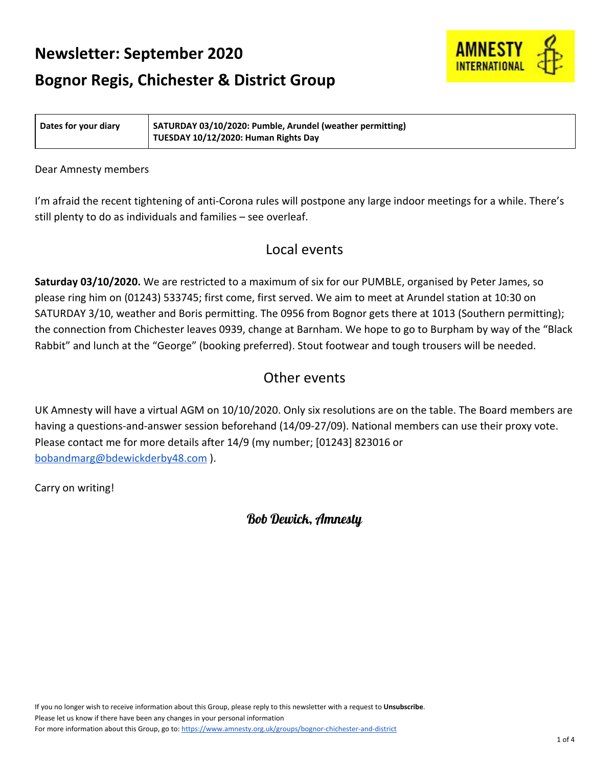# Newsletter: September 2020

# Bognor Regis, Chichester & District Group

AMNESTY INTERNATIONAL

| Dates for your diary | SATURDAY 03/10/2020: Pumble, Arundel (weather permitting)<br>TUESDAY 10/12/2020: Human Rights Day |
|---|---|

Dear Amnesty members

I'm afraid the recent tightening of anti-Corona rules will postpone any large indoor meetings for a while. There's still plenty to do as individuals and families – see overleaf.

## Local events

**Saturday 03/10/2020.** We are restricted to a maximum of six for our PUMBLE, organised by Peter James, so please ring him on (01243) 533745; first come, first served. We aim to meet at Arundel station at 10:30 on SATURDAY 3/10, weather and Boris permitting. The 0956 from Bognor gets there at 1013 (Southern permitting); the connection from Chichester leaves 0939, change at Barnham. We hope to go to Burpham by way of the "Black Rabbit" and lunch at the "George" (booking preferred). Stout footwear and tough trousers will be needed.

## Other events

UK Amnesty will have a virtual AGM on 10/10/2020. Only six resolutions are on the table. The Board members are having a questions-and-answer session beforehand (14/09-27/09). National members can use their proxy vote. Please contact me for more details after 14/9 (my number; [01243] 823016 or [bobandmarg@bdewickderby48.com](mailto:bobandmarg@bdewickderby48.com) ).

Carry on writing!

*Bob Dewick, Amnesty*

If you no longer wish to receive information about this Group, please reply to this newsletter with a request to **Unsubscribe**.
Please let us know if there have been any changes in your personal information
For more information about this Group, go to: [https://www.amnesty.org.uk/groups/bognor-chichester-and-district](https://www.amnesty.org.uk/groups/bognor-chichester-and-district)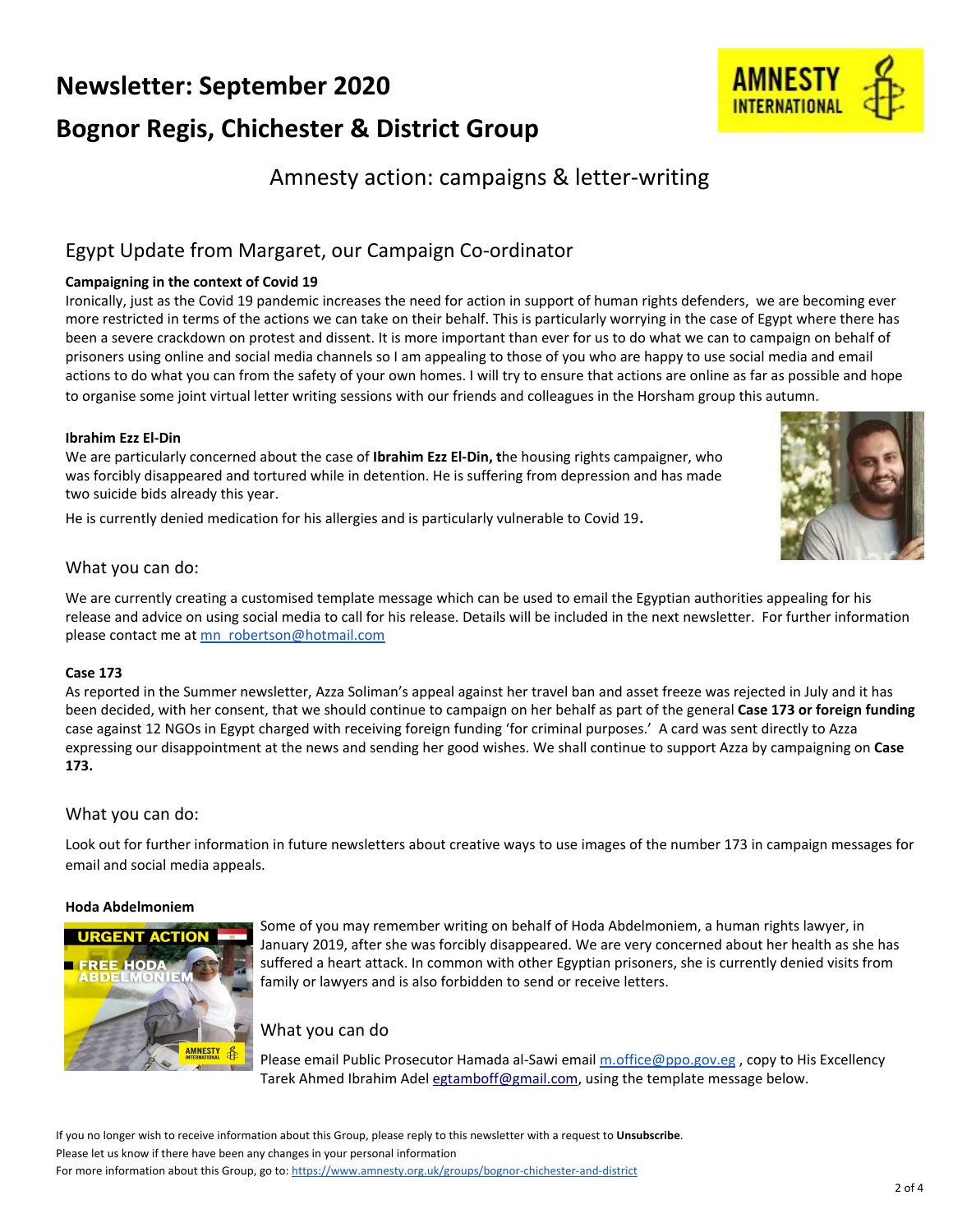# Newsletter: September 2020

# Bognor Regis, Chichester & District Group

## Amnesty action: campaigns & letter-writing

### Egypt Update from Margaret, our Campaign Co-ordinator

**Campaigning in the context of Covid 19**

Ironically, just as the Covid 19 pandemic increases the need for action in support of human rights defenders, we are becoming ever more restricted in terms of the actions we can take on their behalf. This is particularly worrying in the case of Egypt where there has been a severe crackdown on protest and dissent. It is more important than ever for us to do what we can to campaign on behalf of prisoners using online and social media channels so I am appealing to those of you who are happy to use social media and email actions to do what you can from the safety of your own homes. I will try to ensure that actions are online as far as possible and hope to organise some joint virtual letter writing sessions with our friends and colleagues in the Horsham group this autumn.

**Ibrahim Ezz El-Din**

We are particularly concerned about the case of **Ibrahim Ezz El-Din, t**he housing rights campaigner, who was forcibly disappeared and tortured while in detention. He is suffering from depression and has made two suicide bids already this year.

He is currently denied medication for his allergies and is particularly vulnerable to Covid 19**.**

#### What you can do:

We are currently creating a customised template message which can be used to email the Egyptian authorities appealing for his release and advice on using social media to call for his release. Details will be included in the next newsletter. For further information please contact me at mn_robertson@hotmail.com

**Case 173**

As reported in the Summer newsletter, Azza Soliman's appeal against her travel ban and asset freeze was rejected in July and it has been decided, with her consent, that we should continue to campaign on her behalf as part of the general **Case 173 or foreign funding** case against 12 NGOs in Egypt charged with receiving foreign funding 'for criminal purposes.' A card was sent directly to Azza expressing our disappointment at the news and sending her good wishes. We shall continue to support Azza by campaigning on **Case 173.**

#### What you can do:

Look out for further information in future newsletters about creative ways to use images of the number 173 in campaign messages for email and social media appeals.

**Hoda Abdelmoniem**

Some of you may remember writing on behalf of Hoda Abdelmoniem, a human rights lawyer, in January 2019, after she was forcibly disappeared. We are very concerned about her health as she has suffered a heart attack. In common with other Egyptian prisoners, she is currently denied visits from family or lawyers and is also forbidden to send or receive letters.

#### What you can do

Please email Public Prosecutor Hamada al-Sawi email m.office@ppo.gov.eg , copy to His Excellency Tarek Ahmed Ibrahim Adel egtamboff@gmail.com, using the template message below.

If you no longer wish to receive information about this Group, please reply to this newsletter with a request to **Unsubscribe**.
Please let us know if there have been any changes in your personal information
For more information about this Group, go to: https://www.amnesty.org.uk/groups/bognor-chichester-and-district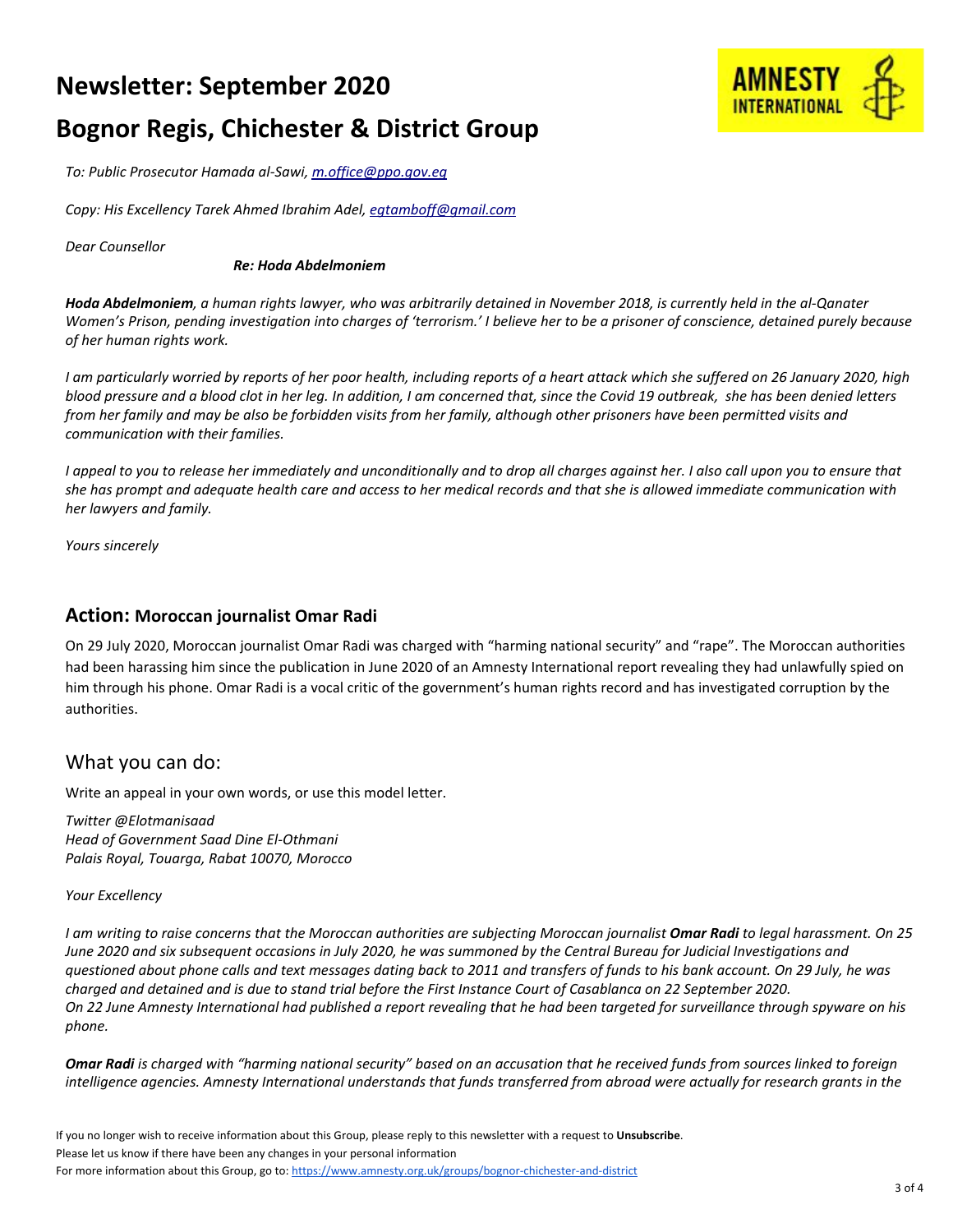# Newsletter: September 2020

# Bognor Regis, Chichester & District Group

*To: Public Prosecutor Hamada al-Sawi, m.office@ppo.gov.eg*

*Copy: His Excellency Tarek Ahmed Ibrahim Adel, egtamboff@gmail.com*

*Dear Counsellor*

***Re: Hoda Abdelmoniem***

***Hoda Abdelmoniem**, a human rights lawyer, who was arbitrarily detained in November 2018, is currently held in the al-Qanater Women's Prison, pending investigation into charges of 'terrorism.' I believe her to be a prisoner of conscience, detained purely because of her human rights work.*

*I am particularly worried by reports of her poor health, including reports of a heart attack which she suffered on 26 January 2020, high blood pressure and a blood clot in her leg. In addition, I am concerned that, since the Covid 19 outbreak, she has been denied letters from her family and may be also be forbidden visits from her family, although other prisoners have been permitted visits and communication with their families.*

*I appeal to you to release her immediately and unconditionally and to drop all charges against her. I also call upon you to ensure that she has prompt and adequate health care and access to her medical records and that she is allowed immediate communication with her lawyers and family.*

*Yours sincerely*

## Action: Moroccan journalist Omar Radi

On 29 July 2020, Moroccan journalist Omar Radi was charged with "harming national security" and "rape". The Moroccan authorities had been harassing him since the publication in June 2020 of an Amnesty International report revealing they had unlawfully spied on him through his phone. Omar Radi is a vocal critic of the government's human rights record and has investigated corruption by the authorities.

## What you can do:

Write an appeal in your own words, or use this model letter.

*Twitter @Elotmanisaad*
*Head of Government Saad Dine El-Othmani*
*Palais Royal, Touarga, Rabat 10070, Morocco*

*Your Excellency*

*I am writing to raise concerns that the Moroccan authorities are subjecting Moroccan journalist **Omar Radi** to legal harassment. On 25 June 2020 and six subsequent occasions in July 2020, he was summoned by the Central Bureau for Judicial Investigations and questioned about phone calls and text messages dating back to 2011 and transfers of funds to his bank account. On 29 July, he was charged and detained and is due to stand trial before the First Instance Court of Casablanca on 22 September 2020.*
*On 22 June Amnesty International had published a report revealing that he had been targeted for surveillance through spyware on his phone.*

***Omar Radi** is charged with "harming national security" based on an accusation that he received funds from sources linked to foreign intelligence agencies. Amnesty International understands that funds transferred from abroad were actually for research grants in the*

If you no longer wish to receive information about this Group, please reply to this newsletter with a request to **Unsubscribe**.
Please let us know if there have been any changes in your personal information
For more information about this Group, go to: https://www.amnesty.org.uk/groups/bognor-chichester-and-district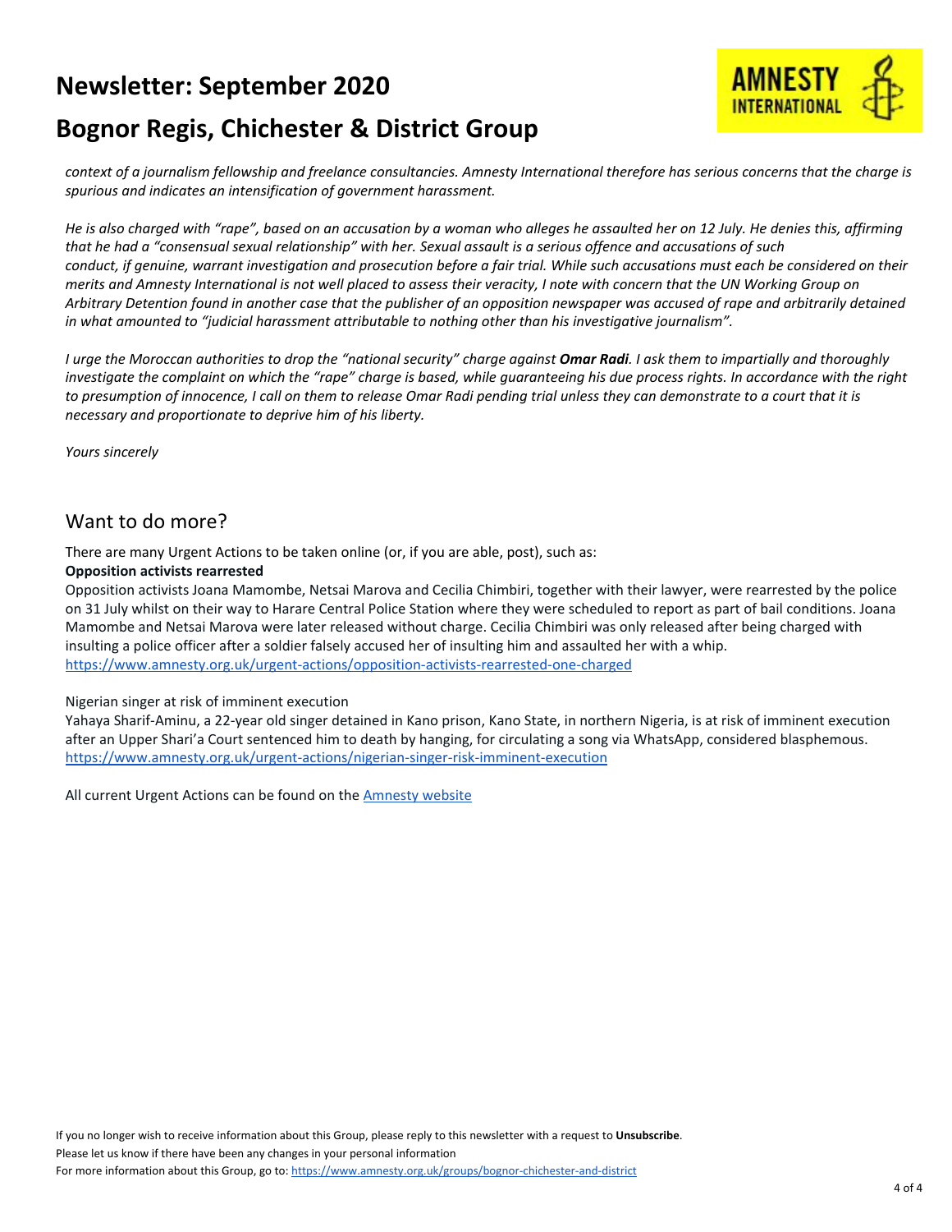*context of a journalism fellowship and freelance consultancies. Amnesty International therefore has serious concerns that the charge is spurious and indicates an intensification of government harassment.*

*He is also charged with "rape", based on an accusation by a woman who alleges he assaulted her on 12 July. He denies this, affirming that he had a "consensual sexual relationship" with her. Sexual assault is a serious offence and accusations of such conduct, if genuine, warrant investigation and prosecution before a fair trial. While such accusations must each be considered on their merits and Amnesty International is not well placed to assess their veracity, I note with concern that the UN Working Group on Arbitrary Detention found in another case that the publisher of an opposition newspaper was accused of rape and arbitrarily detained in what amounted to "judicial harassment attributable to nothing other than his investigative journalism".*

*I urge the Moroccan authorities to drop the "national security" charge against **Omar Radi**. I ask them to impartially and thoroughly investigate the complaint on which the "rape" charge is based, while guaranteeing his due process rights. In accordance with the right to presumption of innocence, I call on them to release Omar Radi pending trial unless they can demonstrate to a court that it is necessary and proportionate to deprive him of his liberty.*

*Yours sincerely*

## Want to do more?

There are many Urgent Actions to be taken online (or, if you are able, post), such as:

**Opposition activists rearrested**

Opposition activists Joana Mamombe, Netsai Marova and Cecilia Chimbiri, together with their lawyer, were rearrested by the police on 31 July whilst on their way to Harare Central Police Station where they were scheduled to report as part of bail conditions. Joana Mamombe and Netsai Marova were later released without charge. Cecilia Chimbiri was only released after being charged with insulting a police officer after a soldier falsely accused her of insulting him and assaulted her with a whip.
https://www.amnesty.org.uk/urgent-actions/opposition-activists-rearrested-one-charged

Nigerian singer at risk of imminent execution

Yahaya Sharif-Aminu, a 22-year old singer detained in Kano prison, Kano State, in northern Nigeria, is at risk of imminent execution after an Upper Shari'a Court sentenced him to death by hanging, for circulating a song via WhatsApp, considered blasphemous.
https://www.amnesty.org.uk/urgent-actions/nigerian-singer-risk-imminent-execution

All current Urgent Actions can be found on the Amnesty website

If you no longer wish to receive information about this Group, please reply to this newsletter with a request to **Unsubscribe**.
Please let us know if there have been any changes in your personal information
For more information about this Group, go to: https://www.amnesty.org.uk/groups/bognor-chichester-and-district